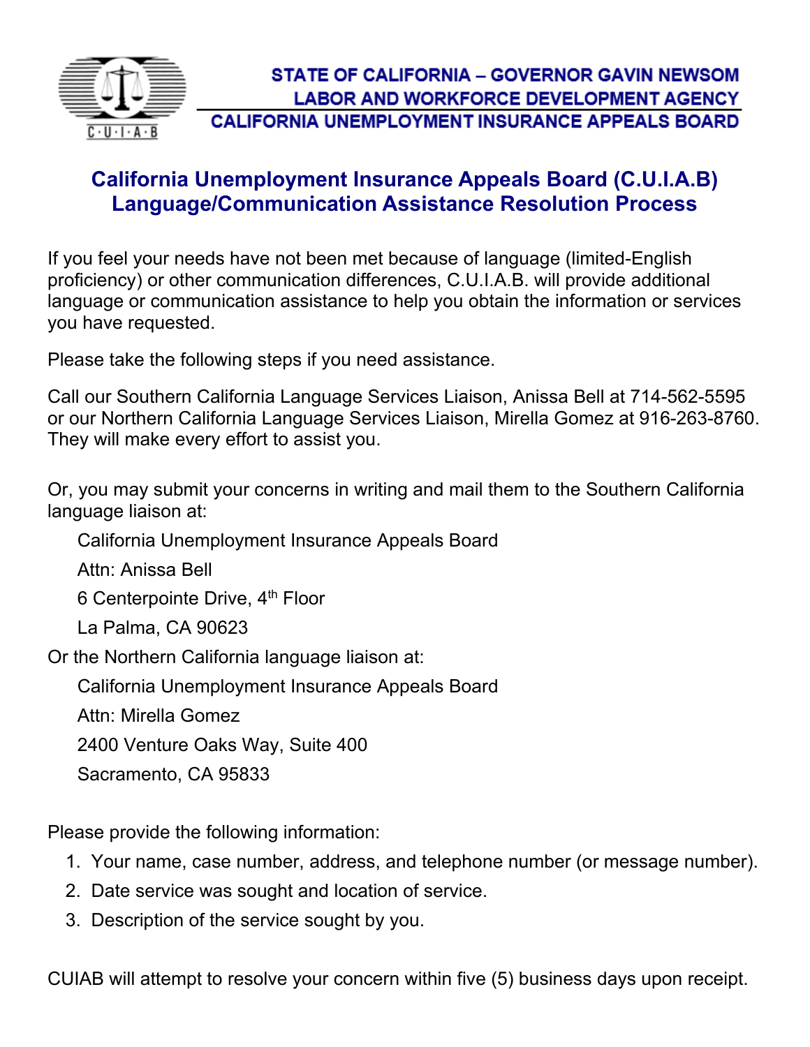STATE OF CALIFORNIA – GOVERNOR GAVIN NEWSOM
LABOR AND WORKFORCE DEVELOPMENT AGENCY
CALIFORNIA UNEMPLOYMENT INSURANCE APPEALS BOARD

# California Unemployment Insurance Appeals Board (C.U.I.A.B) Language/Communication Assistance Resolution Process

If you feel your needs have not been met because of language (limited-English proficiency) or other communication differences, C.U.I.A.B. will provide additional language or communication assistance to help you obtain the information or services you have requested.

Please take the following steps if you need assistance.

Call our Southern California Language Services Liaison, Anissa Bell at 714-562-5595 or our Northern California Language Services Liaison, Mirella Gomez at 916-263-8760. They will make every effort to assist you.

Or, you may submit your concerns in writing and mail them to the Southern California language liaison at:

California Unemployment Insurance Appeals Board
Attn: Anissa Bell
6 Centerpointe Drive, 4th Floor
La Palma, CA 90623

Or the Northern California language liaison at:

California Unemployment Insurance Appeals Board
Attn: Mirella Gomez
2400 Venture Oaks Way, Suite 400
Sacramento, CA 95833

Please provide the following information:

1. Your name, case number, address, and telephone number (or message number).
2. Date service was sought and location of service.
3. Description of the service sought by you.

CUIAB will attempt to resolve your concern within five (5) business days upon receipt.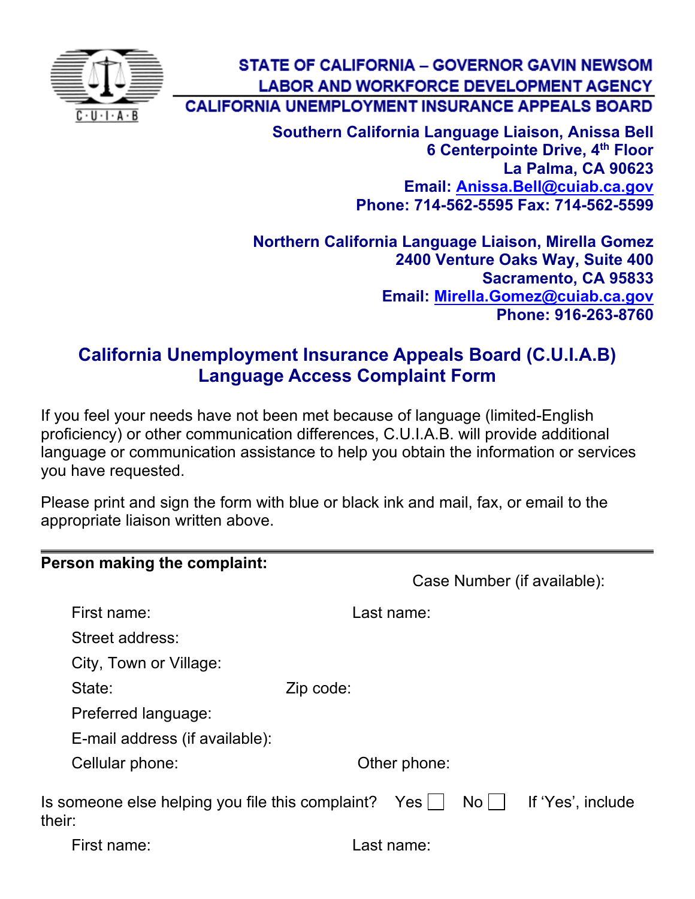STATE OF CALIFORNIA – GOVERNOR GAVIN NEWSOM
LABOR AND WORKFORCE DEVELOPMENT AGENCY
CALIFORNIA UNEMPLOYMENT INSURANCE APPEALS BOARD

**Southern California Language Liaison, Anissa Bell**
**6 Centerpointe Drive, 4th Floor**
**La Palma, CA 90623**
**Email: Anissa.Bell@cuiab.ca.gov**
**Phone: 714-562-5595 Fax: 714-562-5599**

**Northern California Language Liaison, Mirella Gomez**
**2400 Venture Oaks Way, Suite 400**
**Sacramento, CA 95833**
**Email: Mirella.Gomez@cuiab.ca.gov**
**Phone: 916-263-8760**

## California Unemployment Insurance Appeals Board (C.U.I.A.B) Language Access Complaint Form

If you feel your needs have not been met because of language (limited-English proficiency) or other communication differences, C.U.I.A.B. will provide additional language or communication assistance to help you obtain the information or services you have requested.

Please print and sign the form with blue or black ink and mail, fax, or email to the appropriate liaison written above.

---

**Person making the complaint:**

Case Number (if available):

First name: Last name:

Street address:

City, Town or Village:

State: Zip code:

Preferred language:

E-mail address (if available):

Cellular phone: Other phone:

Is someone else helping you file this complaint? Yes ☐ No ☐ If 'Yes', include their:

First name: Last name: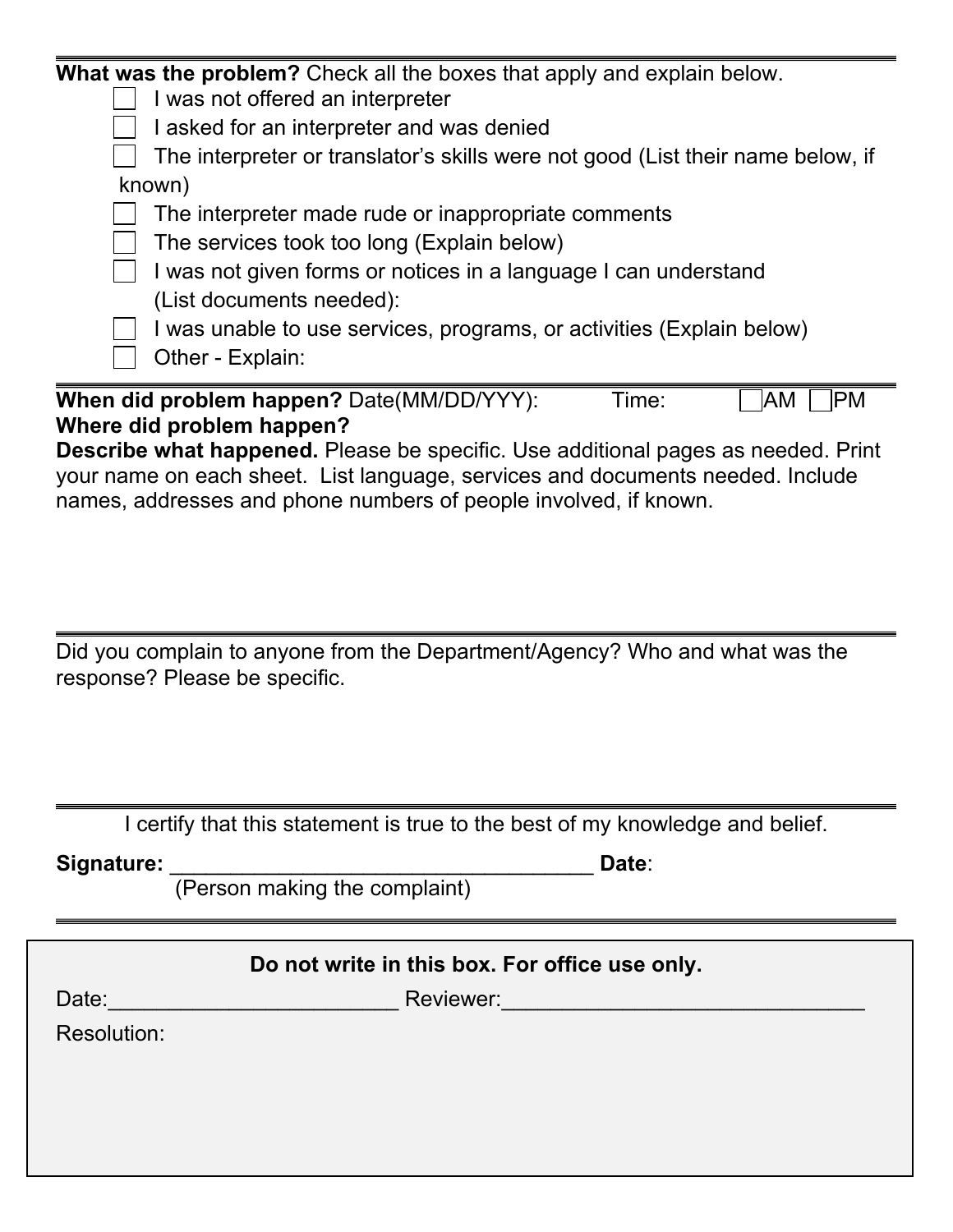**What was the problem?** Check all the boxes that apply and explain below.

- ☐ I was not offered an interpreter
- ☐ I asked for an interpreter and was denied
- ☐ The interpreter or translator's skills were not good (List their name below, if known)
- ☐ The interpreter made rude or inappropriate comments
- ☐ The services took too long (Explain below)
- ☐ I was not given forms or notices in a language I can understand (List documents needed):
- ☐ I was unable to use services, programs, or activities (Explain below)
- ☐ Other - Explain:

---

**When did problem happen?** Date(MM/DD/YYY): Time: ☐AM ☐PM

**Where did problem happen?**

**Describe what happened.** Please be specific. Use additional pages as needed. Print your name on each sheet. List language, services and documents needed. Include names, addresses and phone numbers of people involved, if known.

---

Did you complain to anyone from the Department/Agency? Who and what was the response? Please be specific.

---

I certify that this statement is true to the best of my knowledge and belief.

**Signature:** ___________________________________ **Date**:

(Person making the complaint)

---

**Do not write in this box. For office use only.**

Date:________________________ Reviewer:______________________________

Resolution: